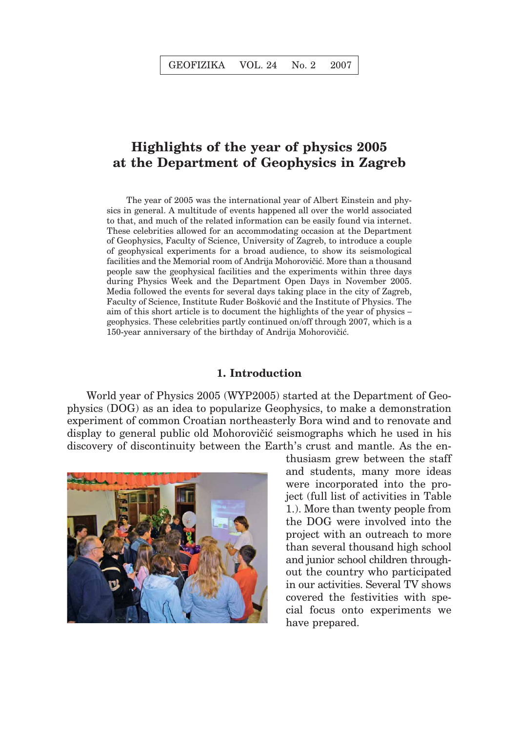# Highlights of the year of physics 2005 at the Department of Geophysics in Zagreb

The year of 2005 was the international year of Albert Einstein and physics in general. A multitude of events happened all over the world associated to that, and much of the related information can be easily found via internet. These celebrities allowed for an accommodating occasion at the Department of Geophysics, Faculty of Science, University of Zagreb, to introduce a couple of geophysical experiments for a broad audience, to show its seismological facilities and the Memorial room of Andrija Mohorovičić. More than a thousand people saw the geophysical facilities and the experiments within three days during Physics Week and the Department Open Days in November 2005. Media followed the events for several days taking place in the city of Zagreb, Faculty of Science, Institute Ruđer Bošković and the Institute of Physics. The aim of this short article is to document the highlights of the year of physics – geophysics. These celebrities partly continued on/off through 2007, which is a 150-year anniversary of the birthday of Andrija Mohorovičić.

## 1. Introduction

World year of Physics 2005 (WYP2005) started at the Department of Geophysics (DOG) as an idea to popularize Geophysics, to make a demonstration experiment of common Croatian northeasterly Bora wind and to renovate and display to general public old Mohorovičić seismographs which he used in his discovery of discontinuity between the Earth's crust and mantle. As the enthusiasm grew between the staff and students, many more ideas were incorporated into the project (full list of activities in Table 1.). More than twenty people from the DOG were involved into the project with an outreach to more than several thousand high school and junior school children throughout the country who participated in our activities. Several TV shows covered the festivities with special focus onto experiments we have prepared.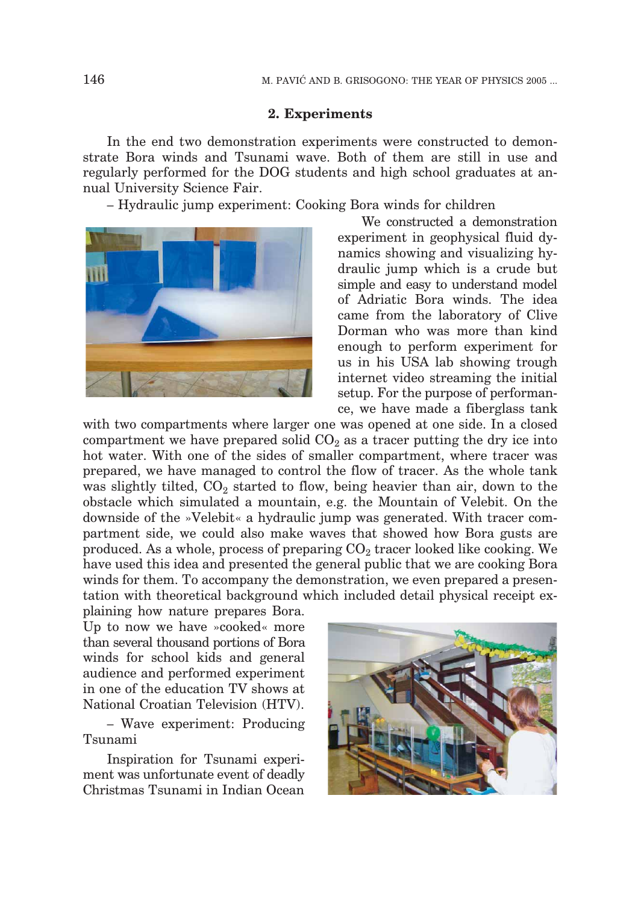## 2. Experiments

In the end two demonstration experiments were constructed to demonstrate Bora winds and Tsunami wave. Both of them are still in use and regularly performed for the DOG students and high school graduates at annual University Science Fair.

– Hydraulic jump experiment: Cooking Bora winds for children

We constructed a demonstration experiment in geophysical fluid dynamics showing and visualizing hydraulic jump which is a crude but simple and easy to understand model of Adriatic Bora winds. The idea came from the laboratory of Clive Dorman who was more than kind enough to perform experiment for us in his USA lab showing trough internet video streaming the initial setup. For the purpose of performance, we have made a fiberglass tank with two compartments where larger one was opened at one side. In a closed compartment we have prepared solid $CO_2$ as a tracer putting the dry ice into hot water. With one of the sides of smaller compartment, where tracer was prepared, we have managed to control the flow of tracer. As the whole tank was slightly tilted, $CO_2$ started to flow, being heavier than air, down to the obstacle which simulated a mountain, e.g. the Mountain of Velebit. On the downside of the »Velebit« a hydraulic jump was generated. With tracer compartment side, we could also make waves that showed how Bora gusts are produced. As a whole, process of preparing $CO_2$ tracer looked like cooking. We have used this idea and presented the general public that we are cooking Bora winds for them. To accompany the demonstration, we even prepared a presentation with theoretical background which included detail physical receipt explaining how nature prepares Bora. Up to now we have »cooked« more than several thousand portions of Bora winds for school kids and general audience and performed experiment in one of the education TV shows at National Croatian Television (HTV).

– Wave experiment: Producing Tsunami

Inspiration for Tsunami experiment was unfortunate event of deadly Christmas Tsunami in Indian Ocean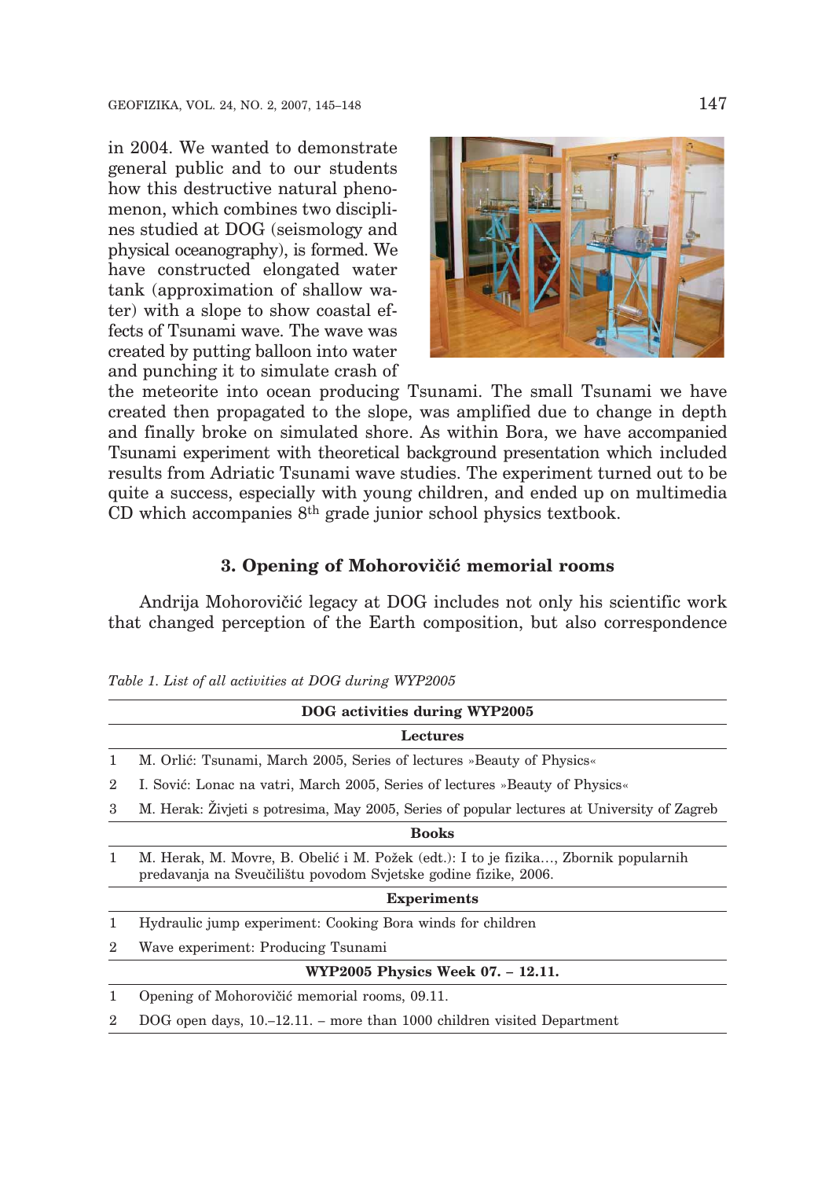in 2004. We wanted to demonstrate general public and to our students how this destructive natural phenomenon, which combines two disciplines studied at DOG (seismology and physical oceanography), is formed. We have constructed elongated water tank (approximation of shallow water) with a slope to show coastal effects of Tsunami wave. The wave was created by putting balloon into water and punching it to simulate crash of the meteorite into ocean producing Tsunami. The small Tsunami we have created then propagated to the slope, was amplified due to change in depth and finally broke on simulated shore. As within Bora, we have accompanied Tsunami experiment with theoretical background presentation which included results from Adriatic Tsunami wave studies. The experiment turned out to be quite a success, especially with young children, and ended up on multimedia CD which accompanies 8th grade junior school physics textbook.

### 3. Opening of Mohorovičić memorial rooms

Andrija Mohorovičić legacy at DOG includes not only his scientific work that changed perception of the Earth composition, but also correspondence

*Table 1. List of all activities at DOG during WYP2005*

| | DOG activities during WYP2005 |
|---|---|
| | **Lectures** |
| 1 | M. Orlić: Tsunami, March 2005, Series of lectures »Beauty of Physics« |
| 2 | I. Sović: Lonac na vatri, March 2005, Series of lectures »Beauty of Physics« |
| 3 | M. Herak: Živjeti s potresima, May 2005, Series of popular lectures at University of Zagreb |
| | **Books** |
| 1 | M. Herak, M. Movre, B. Obelić i M. Požek (edt.): I to je fizika…, Zbornik popularnih predavanja na Sveučilištu povodom Svjetske godine fizike, 2006. |
| | **Experiments** |
| 1 | Hydraulic jump experiment: Cooking Bora winds for children |
| 2 | Wave experiment: Producing Tsunami |
| | **WYP2005 Physics Week 07. – 12.11.** |
| 1 | Opening of Mohorovičić memorial rooms, 09.11. |
| 2 | DOG open days, 10.–12.11. – more than 1000 children visited Department |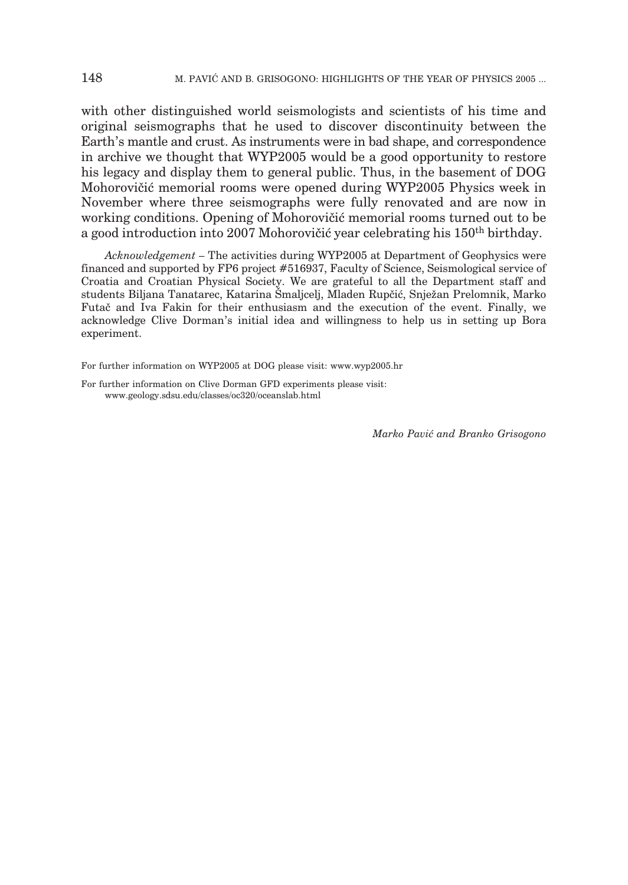with other distinguished world seismologists and scientists of his time and original seismographs that he used to discover discontinuity between the Earth's mantle and crust. As instruments were in bad shape, and correspondence in archive we thought that WYP2005 would be a good opportunity to restore his legacy and display them to general public. Thus, in the basement of DOG Mohorovičić memorial rooms were opened during WYP2005 Physics week in November where three seismographs were fully renovated and are now in working conditions. Opening of Mohorovičić memorial rooms turned out to be a good introduction into 2007 Mohorovičić year celebrating his 150$^{th}$ birthday.

*Acknowledgement* – The activities during WYP2005 at Department of Geophysics were financed and supported by FP6 project #516937, Faculty of Science, Seismological service of Croatia and Croatian Physical Society. We are grateful to all the Department staff and students Biljana Tanatarec, Katarina Šmaljcelj, Mladen Rupčić, Snježan Prelomnik, Marko Futač and Iva Fakin for their enthusiasm and the execution of the event. Finally, we acknowledge Clive Dorman's initial idea and willingness to help us in setting up Bora experiment.

For further information on WYP2005 at DOG please visit: www.wyp2005.hr

For further information on Clive Dorman GFD experiments please visit: www.geology.sdsu.edu/classes/oc320/oceanslab.html

*Marko Pavić and Branko Grisogono*